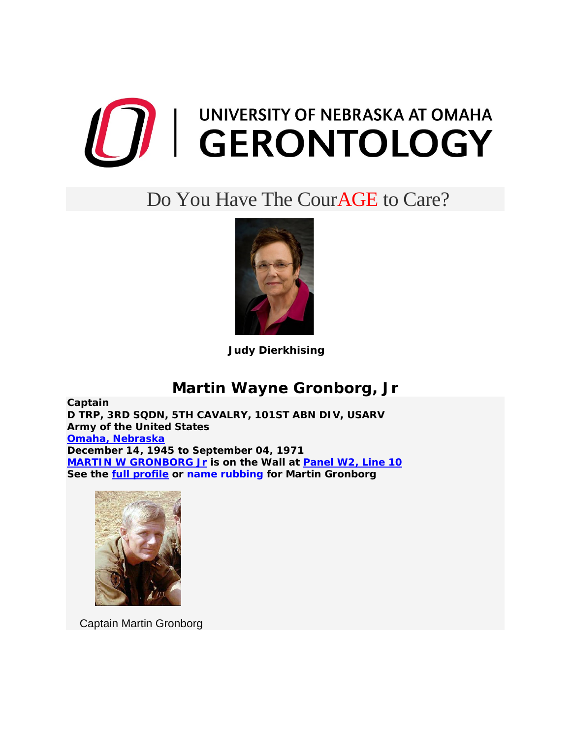# UNIVERSITY OF NEBRASKA AT OMAHA GERONTOLOGY

## Do You Have The CourAGE to Care?

**Judy Dierkhising**

## Martin Wayne Gronborg, Jr

**Captain**
**D TRP, 3RD SQDN, 5TH CAVALRY, 101ST ABN DIV, USARV**
**Army of the United States**
**Omaha, Nebraska**
**December 14, 1945 to September 04, 1971**
**MARTIN W GRONBORG Jr is on the Wall at Panel W2, Line 10**
**See the full profile or name rubbing for Martin Gronborg**

Captain Martin Gronborg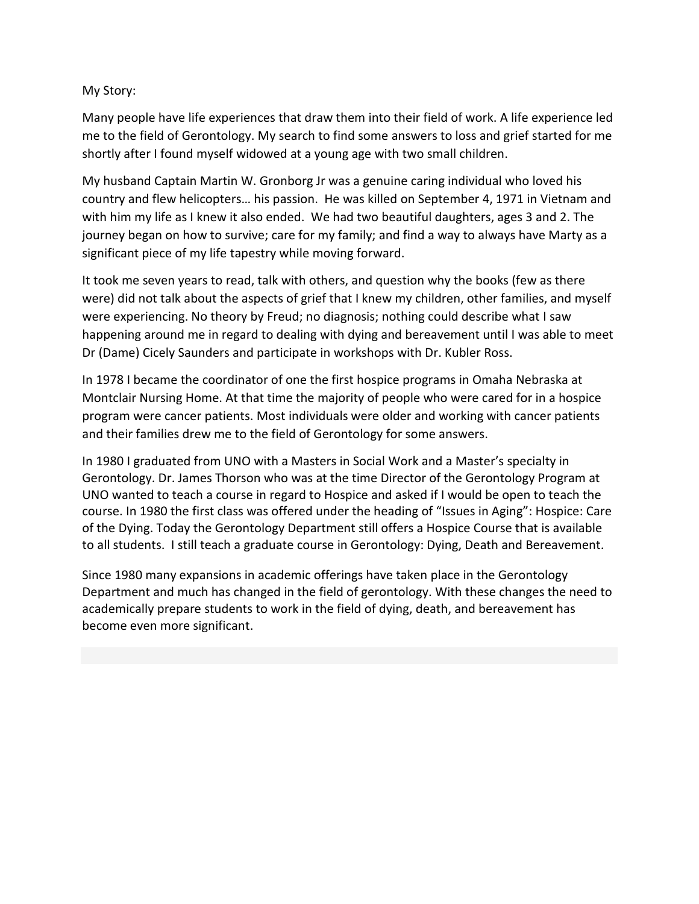My Story:

Many people have life experiences that draw them into their field of work. A life experience led me to the field of Gerontology. My search to find some answers to loss and grief started for me shortly after I found myself widowed at a young age with two small children.

My husband Captain Martin W. Gronborg Jr was a genuine caring individual who loved his country and flew helicopters… his passion. He was killed on September 4, 1971 in Vietnam and with him my life as I knew it also ended. We had two beautiful daughters, ages 3 and 2. The journey began on how to survive; care for my family; and find a way to always have Marty as a significant piece of my life tapestry while moving forward.

It took me seven years to read, talk with others, and question why the books (few as there were) did not talk about the aspects of grief that I knew my children, other families, and myself were experiencing. No theory by Freud; no diagnosis; nothing could describe what I saw happening around me in regard to dealing with dying and bereavement until I was able to meet Dr (Dame) Cicely Saunders and participate in workshops with Dr. Kubler Ross.

In 1978 I became the coordinator of one the first hospice programs in Omaha Nebraska at Montclair Nursing Home. At that time the majority of people who were cared for in a hospice program were cancer patients. Most individuals were older and working with cancer patients and their families drew me to the field of Gerontology for some answers.

In 1980 I graduated from UNO with a Masters in Social Work and a Master's specialty in Gerontology. Dr. James Thorson who was at the time Director of the Gerontology Program at UNO wanted to teach a course in regard to Hospice and asked if I would be open to teach the course. In 1980 the first class was offered under the heading of "Issues in Aging": Hospice: Care of the Dying. Today the Gerontology Department still offers a Hospice Course that is available to all students. I still teach a graduate course in Gerontology: Dying, Death and Bereavement.

Since 1980 many expansions in academic offerings have taken place in the Gerontology Department and much has changed in the field of gerontology. With these changes the need to academically prepare students to work in the field of dying, death, and bereavement has become even more significant.